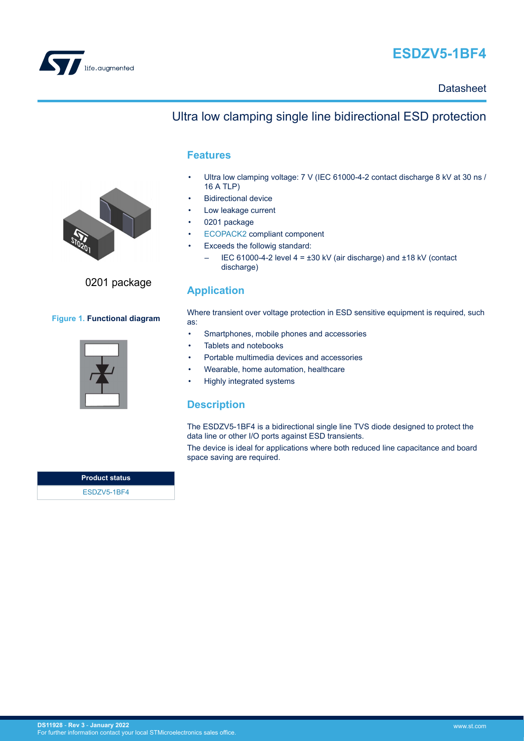# ESDZV5-1BF4

Datasheet

## Ultra low clamping single line bidirectional ESD protection

0201 package

Figure 1. Functional diagram

| Product status |
| --- |
| ESDZV5-1BF4 |

## Features

- Ultra low clamping voltage: 7 V (IEC 61000-4-2 contact discharge 8 kV at 30 ns / 16 A TLP)
- Bidirectional device
- Low leakage current
- 0201 package
- ECOPACK2 compliant component
- Exceeds the followig standard:
  - IEC 61000-4-2 level 4 = ±30 kV (air discharge) and ±18 kV (contact discharge)

## Application

Where transient over voltage protection in ESD sensitive equipment is required, such as:

- Smartphones, mobile phones and accessories
- Tablets and notebooks
- Portable multimedia devices and accessories
- Wearable, home automation, healthcare
- Highly integrated systems

## Description

The ESDZV5-1BF4 is a bidirectional single line TVS diode designed to protect the data line or other I/O ports against ESD transients.

The device is ideal for applications where both reduced line capacitance and board space saving are required.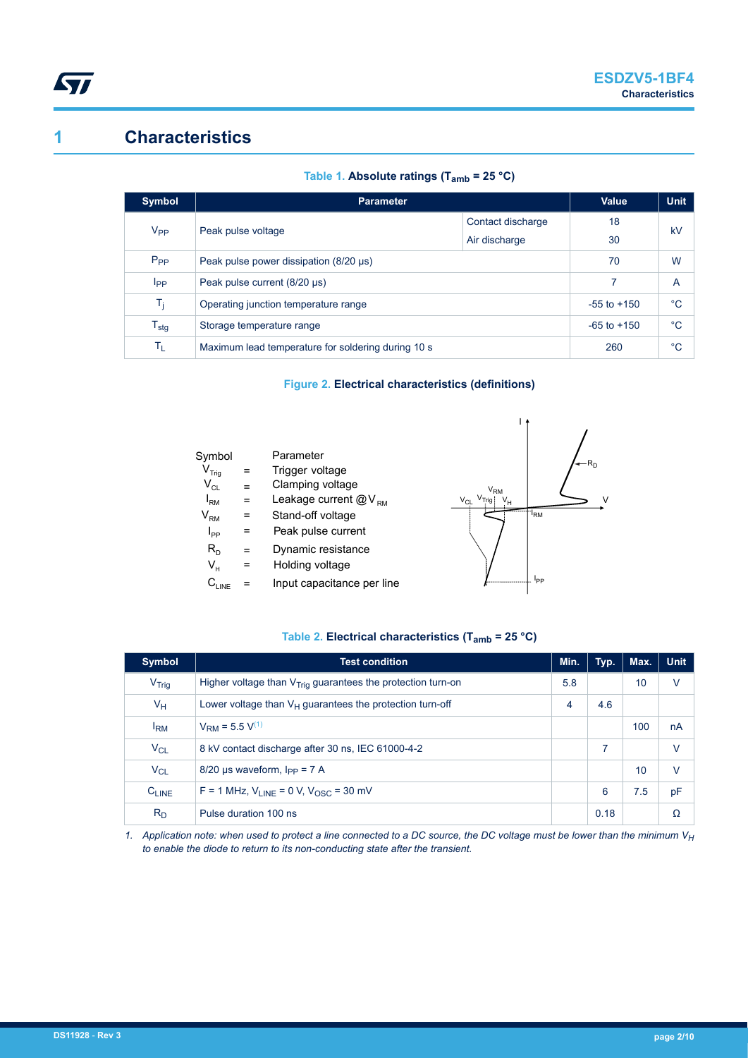# 1 Characteristics

**Table 1. Absolute ratings ($T_{amb}$ = 25 °C)**

| Symbol | Parameter | | Value | Unit |
|---|---|---|---|---|
| $V_{PP}$ | Peak pulse voltage | Contact discharge | 18 | kV |
| | | Air discharge | 30 | |
| $P_{PP}$ | Peak pulse power dissipation (8/20 µs) | | 70 | W |
| $I_{PP}$ | Peak pulse current (8/20 µs) | | 7 | A |
| $T_j$ | Operating junction temperature range | | -55 to +150 | °C |
| $T_{stg}$ | Storage temperature range | | -65 to +150 | °C |
| $T_L$ | Maximum lead temperature for soldering during 10 s | | 260 | °C |

**Figure 2. Electrical characteristics (definitions)**

| Symbol | | Parameter |
|---|---|---|
| $V_{Trig}$ | = | Trigger voltage |
| $V_{CL}$ | = | Clamping voltage |
| $I_{RM}$ | = | Leakage current @ $V_{RM}$ |
| $V_{RM}$ | = | Stand-off voltage |
| $I_{PP}$ | = | Peak pulse current |
| $R_D$ | = | Dynamic resistance |
| $V_H$ | = | Holding voltage |
| $C_{LINE}$ | = | Input capacitance per line |

**Table 2. Electrical characteristics ($T_{amb}$ = 25 °C)**

| Symbol | Test condition | Min. | Typ. | Max. | Unit |
|---|---|---|---|---|---|
| $V_{Trig}$ | Higher voltage than $V_{Trig}$ guarantees the protection turn-on | 5.8 | | 10 | V |
| $V_H$ | Lower voltage than $V_H$ guarantees the protection turn-off | 4 | 4.6 | | |
| $I_{RM}$ | $V_{RM}$ = 5.5 V[(1)] | | | 100 | nA |
| $V_{CL}$ | 8 kV contact discharge after 30 ns, IEC 61000-4-2 | | 7 | | V |
| $V_{CL}$ | 8/20 µs waveform, $I_{PP}$ = 7 A | | | 10 | V |
| $C_{LINE}$ | F = 1 MHz, $V_{LINE}$ = 0 V, $V_{OSC}$ = 30 mV | | 6 | 7.5 | pF |
| $R_D$ | Pulse duration 100 ns | | 0.18 | | Ω |

1. *Application note: when used to protect a line connected to a DC source, the DC voltage must be lower than the minimum $V_H$ to enable the diode to return to its non-conducting state after the transient.*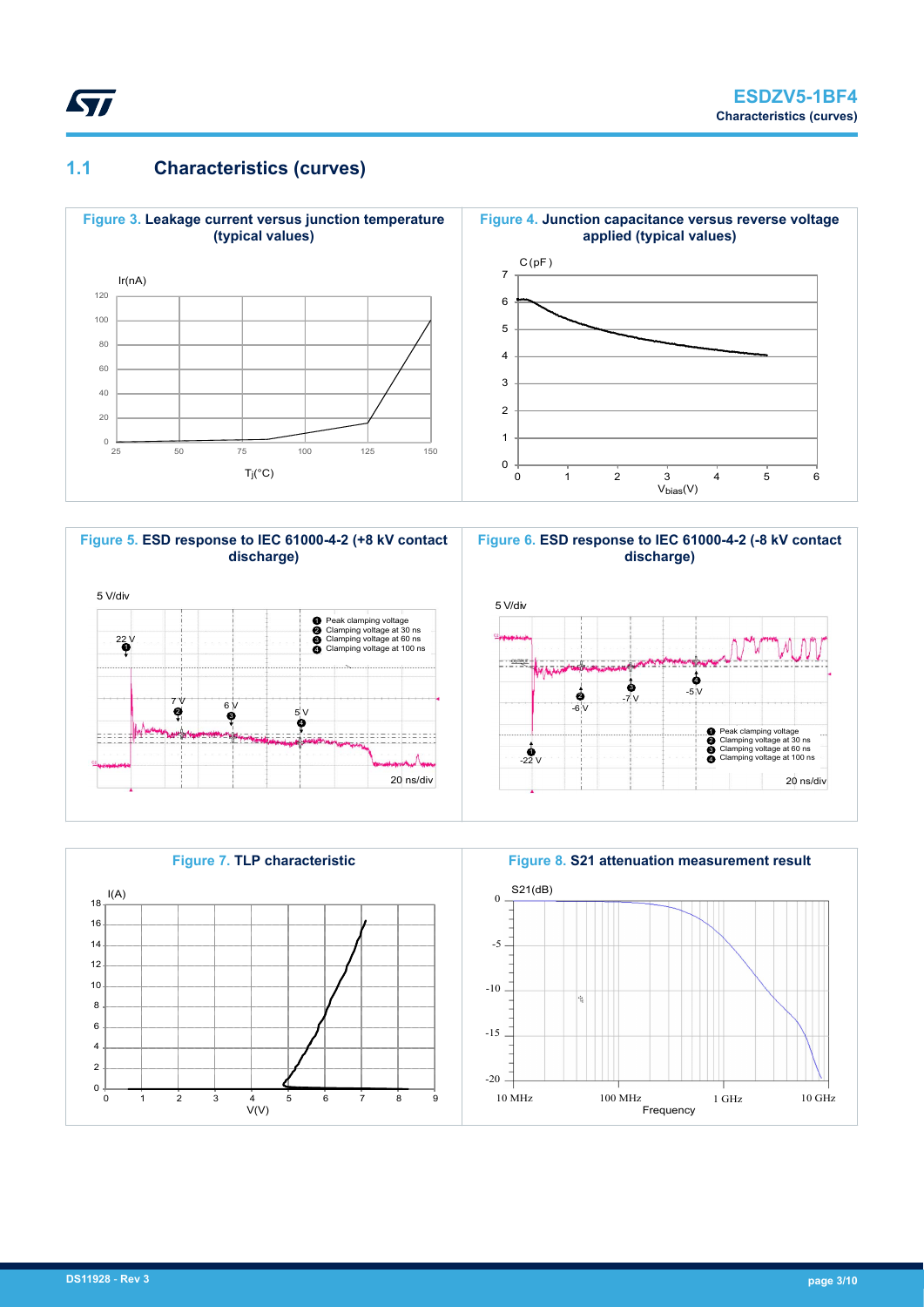## 1.1 Characteristics (curves)

**Figure 3.** Leakage current versus junction temperature (typical values)

Ir(nA)

120, 100, 80, 60, 40, 20, 0

25, 50, 75, 100, 125, 150

$T_j$(°C)

**Figure 4.** Junction capacitance versus reverse voltage applied (typical values)

C (pF)

7, 6, 5, 4, 3, 2, 1, 0

0, 1, 2, 3, 4, 5, 6

$V_{bias}$(V)

**Figure 5.** ESD response to IEC 61000-4-2 (+8 kV contact discharge)

5 V/div

22 V ❶, 7 V ❷, 6 V ❸, 5 V ❹

❶ Peak clamping voltage
❷ Clamping voltage at 30 ns
❸ Clamping voltage at 60 ns
❹ Clamping voltage at 100 ns

20 ns/div

**Figure 6.** ESD response to IEC 61000-4-2 (-8 kV contact discharge)

5 V/div

-22 V ❶, -6 V ❷, -7 V ❸, -5 V ❹

❶ Peak clamping voltage
❷ Clamping voltage at 30 ns
❸ Clamping voltage at 60 ns
❹ Clamping voltage at 100 ns

20 ns/div

**Figure 7.** TLP characteristic

I(A)

18, 16, 14, 12, 10, 8, 6, 4, 2, 0

0, 1, 2, 3, 4, 5, 6, 7, 8, 9

V(V)

**Figure 8.** S21 attenuation measurement result

S21(dB)

0, -5, -10, -15, -20

10 MHz, 100 MHz, 1 GHz, 10 GHz

Frequency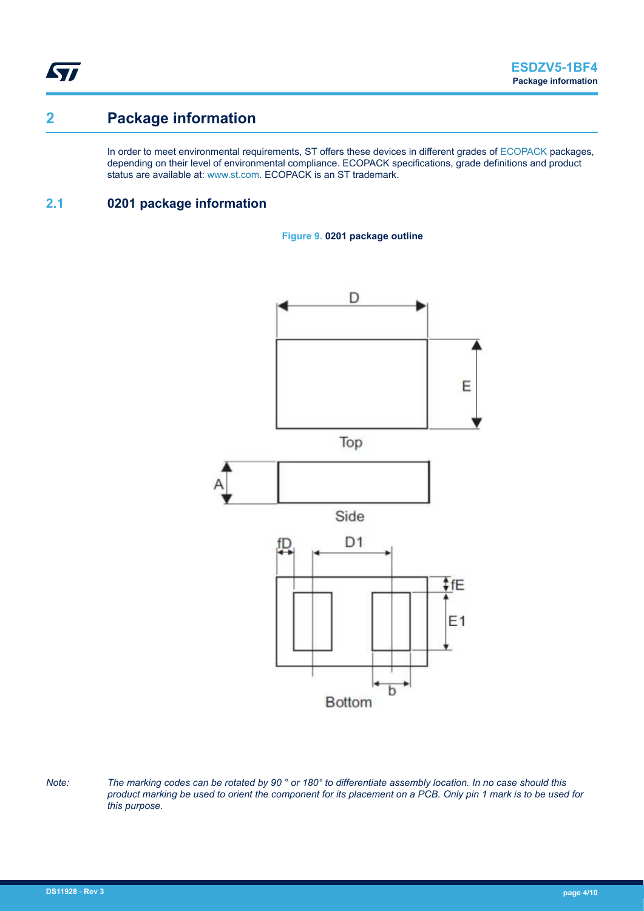# 2 Package information

In order to meet environmental requirements, ST offers these devices in different grades of ECOPACK packages, depending on their level of environmental compliance. ECOPACK specifications, grade definitions and product status are available at: www.st.com. ECOPACK is an ST trademark.

## 2.1 0201 package information

**Figure 9. 0201 package outline**

*Note: The marking codes can be rotated by 90 ° or 180° to differentiate assembly location. In no case should this product marking be used to orient the component for its placement on a PCB. Only pin 1 mark is to be used for this purpose.*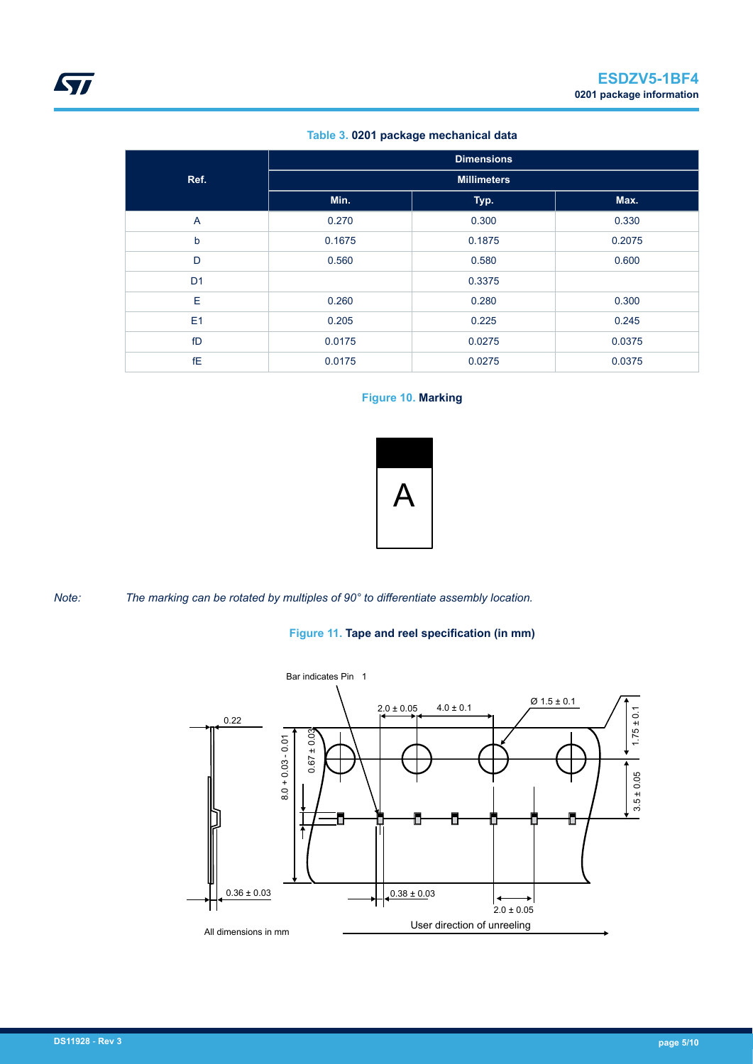Table 3. **0201 package mechanical data**

| Ref. | Dimensions | | |
|---|---|---|---|
| | Millimeters | | |
| | Min. | Typ. | Max. |
| A | 0.270 | 0.300 | 0.330 |
| b | 0.1675 | 0.1875 | 0.2075 |
| D | 0.560 | 0.580 | 0.600 |
| D1 | | 0.3375 | |
| E | 0.260 | 0.280 | 0.300 |
| E1 | 0.205 | 0.225 | 0.245 |
| fD | 0.0175 | 0.0275 | 0.0375 |
| fE | 0.0175 | 0.0275 | 0.0375 |

Figure 10. **Marking**

*Note: The marking can be rotated by multiples of 90° to differentiate assembly location.*

Figure 11. **Tape and reel specification (in mm)**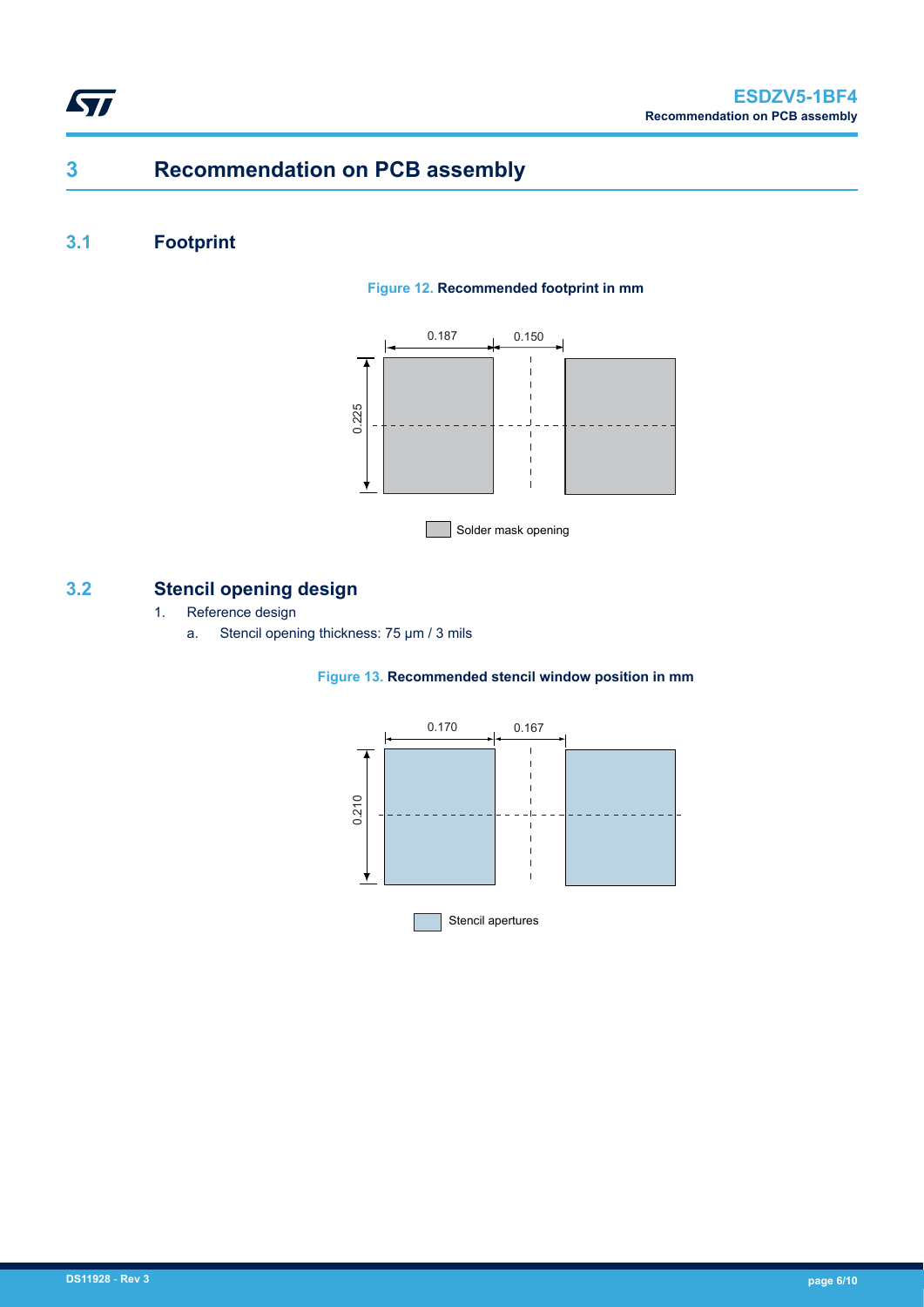# 3 Recommendation on PCB assembly

## 3.1 Footprint

**Figure 12. Recommended footprint in mm**

0.187 0.150

0.225

Solder mask opening

## 3.2 Stencil opening design

1. Reference design
   a. Stencil opening thickness: 75 µm / 3 mils

**Figure 13. Recommended stencil window position in mm**

0.170 0.167

0.210

Stencil apertures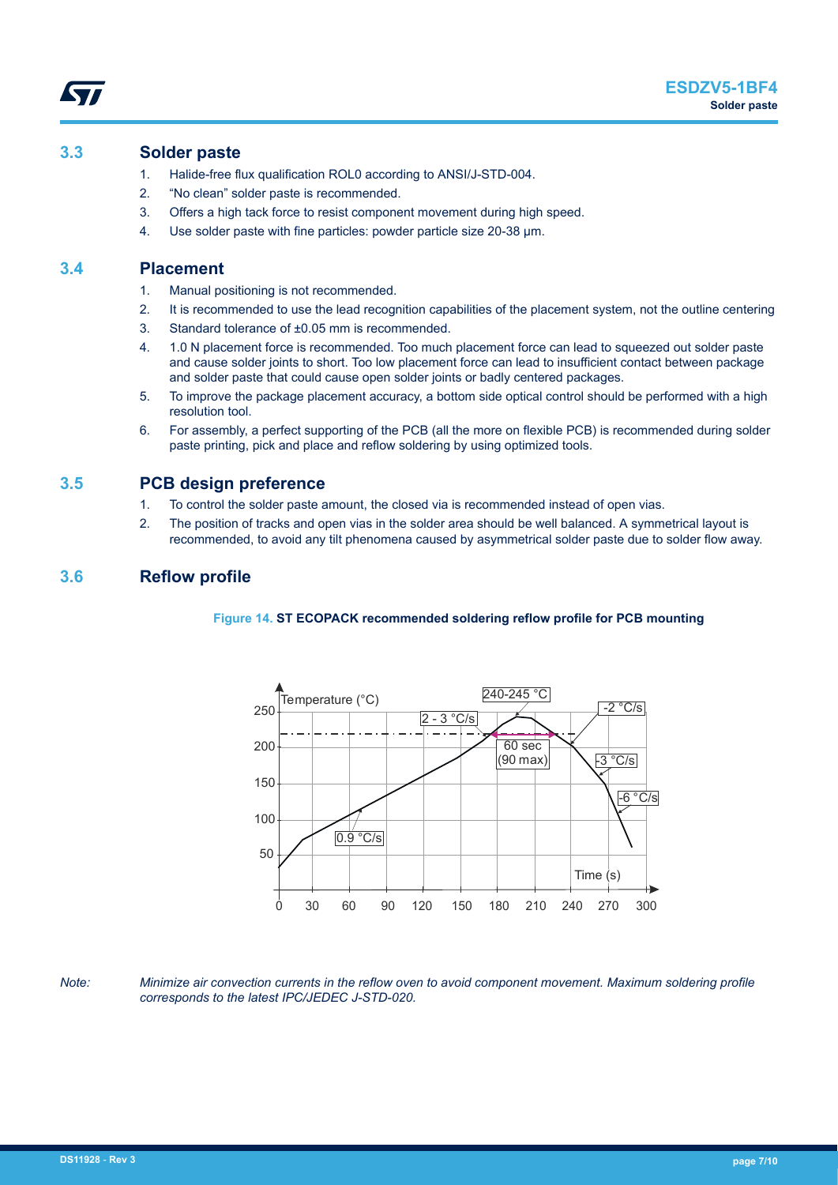## 3.3 Solder paste

1. Halide-free flux qualification ROL0 according to ANSI/J-STD-004.
2. "No clean" solder paste is recommended.
3. Offers a high tack force to resist component movement during high speed.
4. Use solder paste with fine particles: powder particle size 20-38 µm.

## 3.4 Placement

1. Manual positioning is not recommended.
2. It is recommended to use the lead recognition capabilities of the placement system, not the outline centering
3. Standard tolerance of ±0.05 mm is recommended.
4. 1.0 N placement force is recommended. Too much placement force can lead to squeezed out solder paste and cause solder joints to short. Too low placement force can lead to insufficient contact between package and solder paste that could cause open solder joints or badly centered packages.
5. To improve the package placement accuracy, a bottom side optical control should be performed with a high resolution tool.
6. For assembly, a perfect supporting of the PCB (all the more on flexible PCB) is recommended during solder paste printing, pick and place and reflow soldering by using optimized tools.

## 3.5 PCB design preference

1. To control the solder paste amount, the closed via is recommended instead of open vias.
2. The position of tracks and open vias in the solder area should be well balanced. A symmetrical layout is recommended, to avoid any tilt phenomena caused by asymmetrical solder paste due to solder flow away.

## 3.6 Reflow profile

**Figure 14. ST ECOPACK recommended soldering reflow profile for PCB mounting**

*Note: Minimize air convection currents in the reflow oven to avoid component movement. Maximum soldering profile corresponds to the latest IPC/JEDEC J-STD-020.*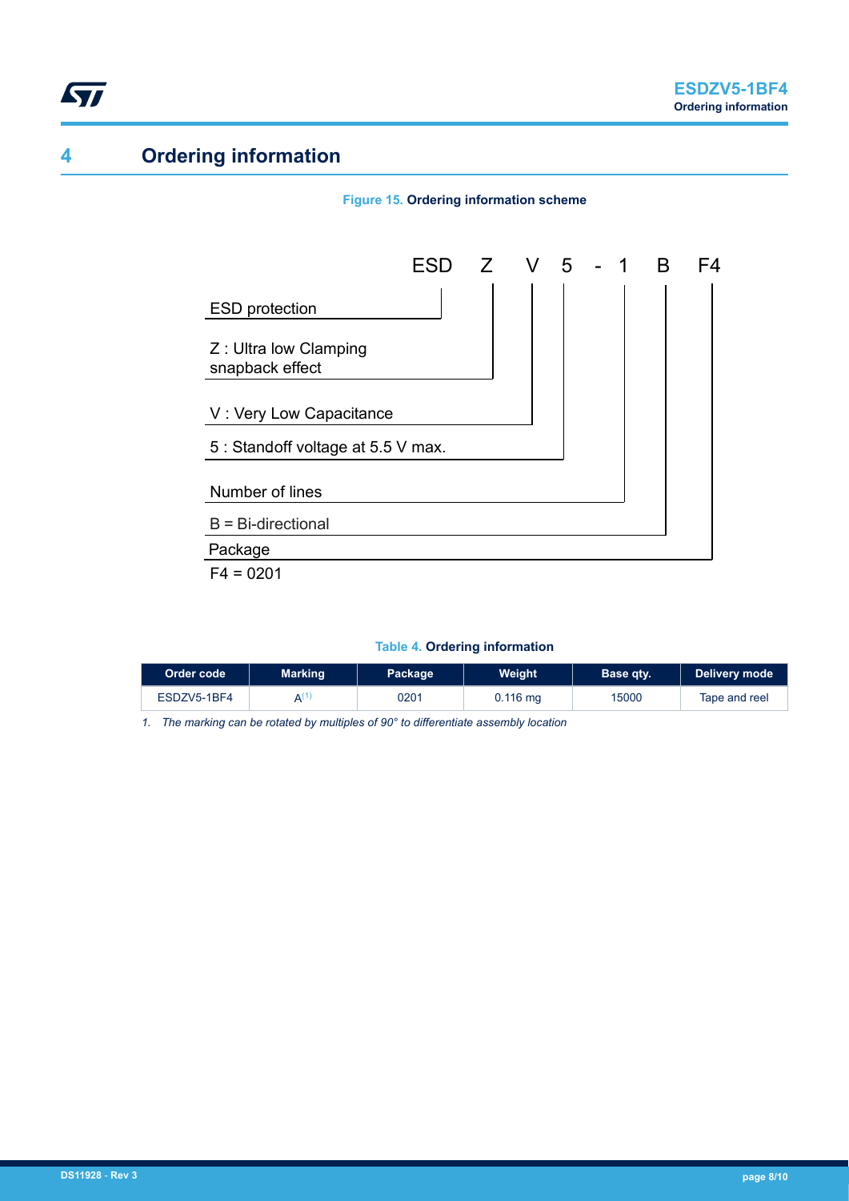# 4 Ordering information

**Figure 15. Ordering information scheme**

ESD Z V 5 - 1 B F4

- ESD protection
- Z : Ultra low Clamping snapback effect
- V : Very Low Capacitance
- 5 : Standoff voltage at 5.5 V max.
- Number of lines
- B = Bi-directional
- Package
  - F4 = 0201

**Table 4. Ordering information**

| Order code | Marking | Package | Weight | Base qty. | Delivery mode |
| --- | --- | --- | --- | --- | --- |
| ESDZV5-1BF4 | A[(1)] | 0201 | 0.116 mg | 15000 | Tape and reel |

*1. The marking can be rotated by multiples of 90° to differentiate assembly location*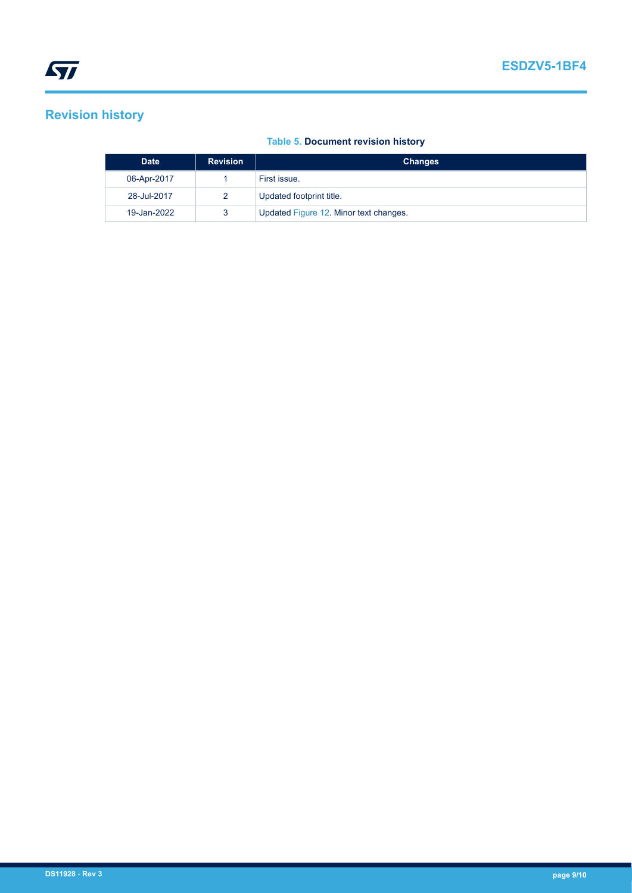## Revision history

**Table 5. Document revision history**

| Date | Revision | Changes |
| --- | --- | --- |
| 06-Apr-2017 | 1 | First issue. |
| 28-Jul-2017 | 2 | Updated footprint title. |
| 19-Jan-2022 | 3 | Updated Figure 12. Minor text changes. |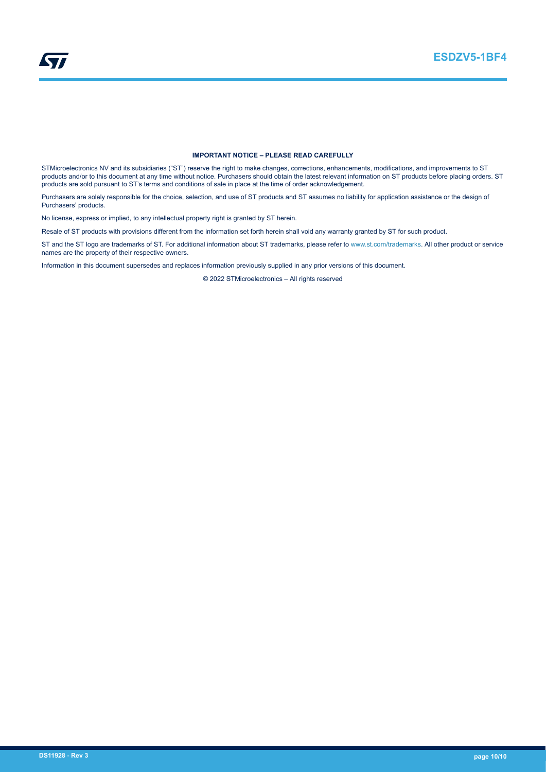**IMPORTANT NOTICE – PLEASE READ CAREFULLY**

STMicroelectronics NV and its subsidiaries ("ST") reserve the right to make changes, corrections, enhancements, modifications, and improvements to ST products and/or to this document at any time without notice. Purchasers should obtain the latest relevant information on ST products before placing orders. ST products are sold pursuant to ST's terms and conditions of sale in place at the time of order acknowledgement.

Purchasers are solely responsible for the choice, selection, and use of ST products and ST assumes no liability for application assistance or the design of Purchasers' products.

No license, express or implied, to any intellectual property right is granted by ST herein.

Resale of ST products with provisions different from the information set forth herein shall void any warranty granted by ST for such product.

ST and the ST logo are trademarks of ST. For additional information about ST trademarks, please refer to www.st.com/trademarks. All other product or service names are the property of their respective owners.

Information in this document supersedes and replaces information previously supplied in any prior versions of this document.

© 2022 STMicroelectronics – All rights reserved